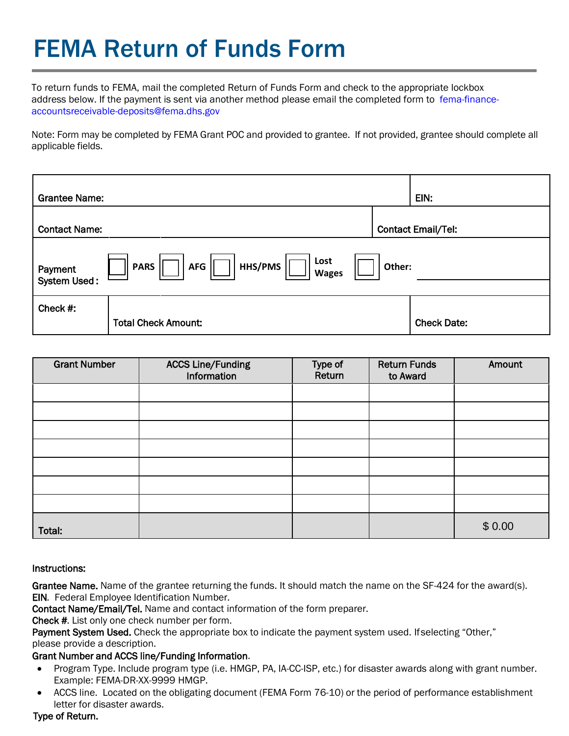# FEMA Return of Funds Form

To return funds to FEMA, mail the completed Return of Funds Form and check to the appropriate lockbox address below. If the payment is sent via another method please email the completed form to fema-finance-accountsreceivable-deposits@fema.dhs.gov

Note: Form may be completed by FEMA Grant POC and provided to grantee. If not provided, grantee should complete all applicable fields.

| | | |
|---|---|---|
| **Grantee Name:** | | **EIN:** |
| **Contact Name:** | **Contact Email/Tel:** | |
| **Payment System Used:** | ☐ **PARS** ☐ **AFG** ☐ **HHS/PMS** ☐ **Lost Wages** ☐ **Other:** ________ | |
| **Check #:** | **Total Check Amount:** | **Check Date:** |

| Grant Number | ACCS Line/Funding Information | Type of Return | Return Funds to Award | Amount |
|---|---|---|---|---|
| | | | | |
| | | | | |
| | | | | |
| | | | | |
| | | | | |
| | | | | |
| | | | | |
| **Total:** | | | | $ 0.00 |

**Instructions:**

**Grantee Name.** Name of the grantee returning the funds. It should match the name on the SF-424 for the award(s).
**EIN**. Federal Employee Identification Number.
**Contact Name/Email/Tel.** Name and contact information of the form preparer.
**Check #**. List only one check number per form.
**Payment System Used.** Check the appropriate box to indicate the payment system used. If selecting "Other," please provide a description.
**Grant Number and ACCS line/Funding Information**.

- Program Type. Include program type (i.e. HMGP, PA, IA-CC-ISP, etc.) for disaster awards along with grant number. Example: FEMA-DR-XX-9999 HMGP.
- ACCS line. Located on the obligating document (FEMA Form 76-10) or the period of performance establishment letter for disaster awards.

**Type of Return.**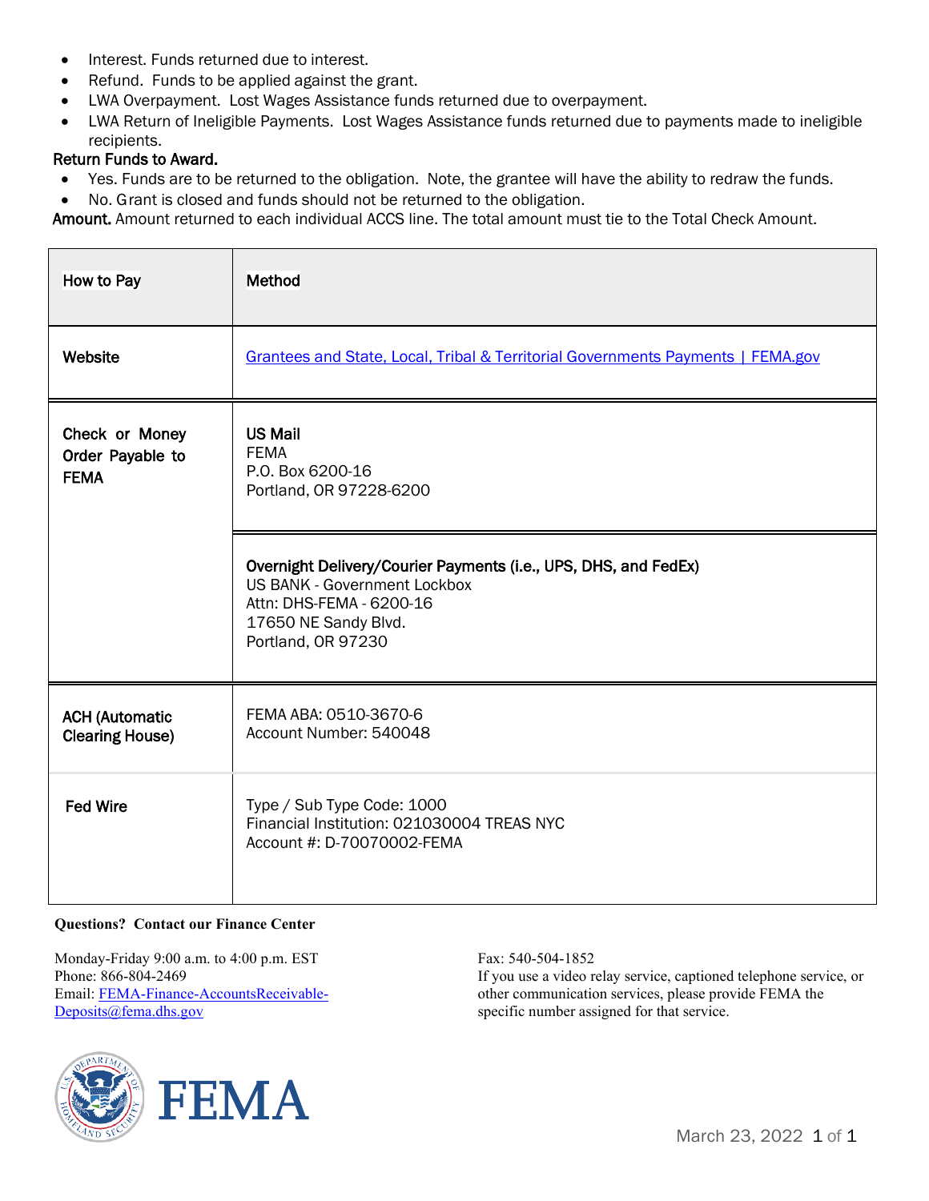- Interest. Funds returned due to interest.
- Refund. Funds to be applied against the grant.
- LWA Overpayment. Lost Wages Assistance funds returned due to overpayment.
- LWA Return of Ineligible Payments. Lost Wages Assistance funds returned due to payments made to ineligible recipients.

**Return Funds to Award.**

- Yes. Funds are to be returned to the obligation. Note, the grantee will have the ability to redraw the funds.
- No. Grant is closed and funds should not be returned to the obligation.

**Amount.** Amount returned to each individual ACCS line. The total amount must tie to the Total Check Amount.

| How to Pay | Method |
|---|---|
| **Website** | [Grantees and State, Local, Tribal & Territorial Governments Payments \| FEMA.gov] |
| **Check or Money Order Payable to FEMA** | **US Mail**<br>FEMA<br>P.O. Box 6200-16<br>Portland, OR 97228-6200 |
| | **Overnight Delivery/Courier Payments (i.e., UPS, DHS, and FedEx)**<br>US BANK - Government Lockbox<br>Attn: DHS-FEMA - 6200-16<br>17650 NE Sandy Blvd.<br>Portland, OR 97230 |
| **ACH (Automatic Clearing House)** | FEMA ABA: 0510-3670-6<br>Account Number: 540048 |
| **Fed Wire** | Type / Sub Type Code: 1000<br>Financial Institution: 021030004 TREAS NYC<br>Account #: D-70070002-FEMA |

**Questions? Contact our Finance Center**

Monday-Friday 9:00 a.m. to 4:00 p.m. EST
Phone: 866-804-2469
Email: FEMA-Finance-AccountsReceivable-Deposits@fema.dhs.gov

Fax: 540-504-1852
If you use a video relay service, captioned telephone service, or other communication services, please provide FEMA the specific number assigned for that service.

FEMA

March 23, 2022